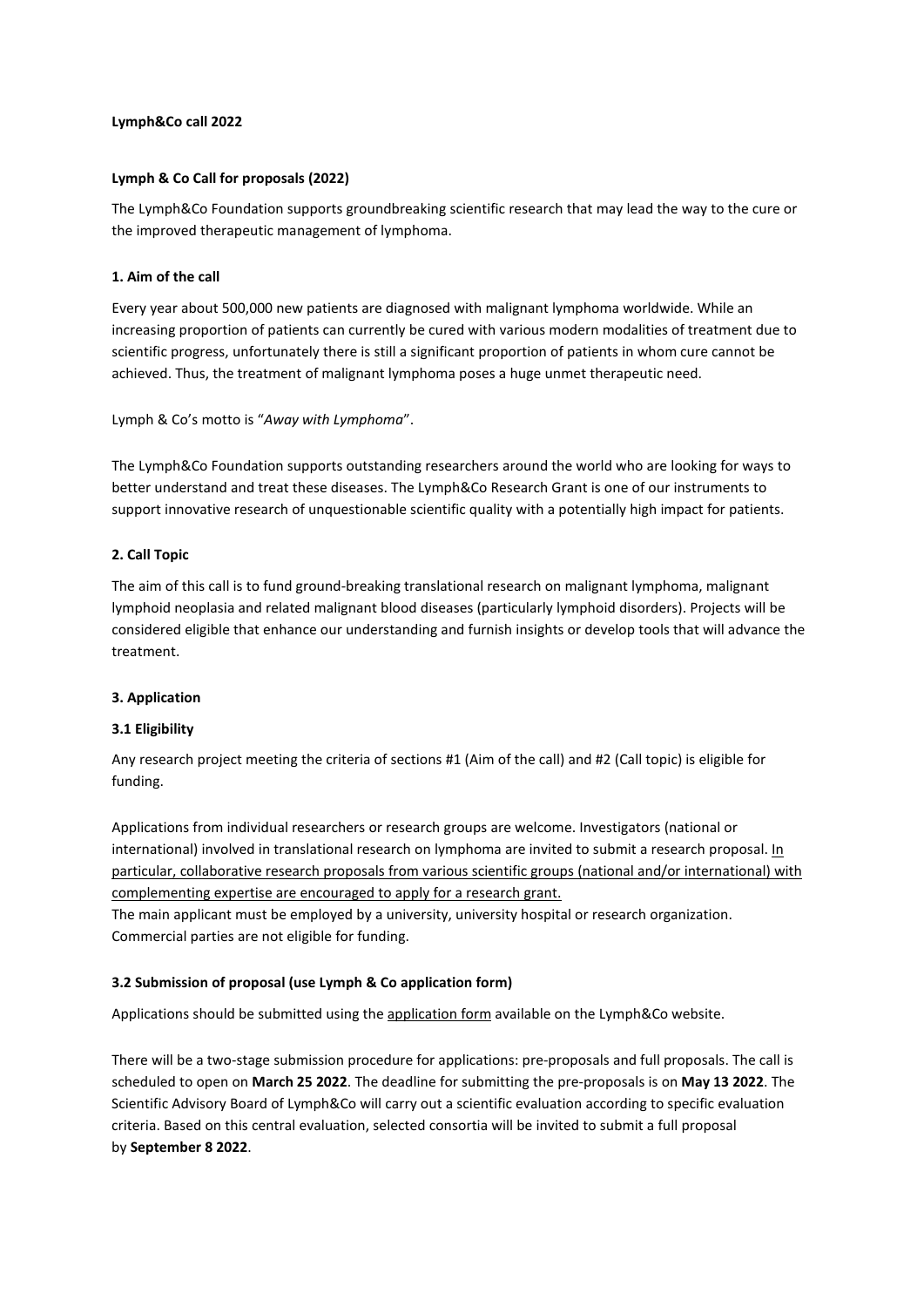**Lymph&Co call 2022**

## Lymph & Co Call for proposals (2022)

The Lymph&Co Foundation supports groundbreaking scientific research that may lead the way to the cure or the improved therapeutic management of lymphoma.

### 1. Aim of the call

Every year about 500,000 new patients are diagnosed with malignant lymphoma worldwide. While an increasing proportion of patients can currently be cured with various modern modalities of treatment due to scientific progress, unfortunately there is still a significant proportion of patients in whom cure cannot be achieved. Thus, the treatment of malignant lymphoma poses a huge unmet therapeutic need.

Lymph & Co's motto is "*Away with Lymphoma*".

The Lymph&Co Foundation supports outstanding researchers around the world who are looking for ways to better understand and treat these diseases. The Lymph&Co Research Grant is one of our instruments to support innovative research of unquestionable scientific quality with a potentially high impact for patients.

### 2. Call Topic

The aim of this call is to fund ground-breaking translational research on malignant lymphoma, malignant lymphoid neoplasia and related malignant blood diseases (particularly lymphoid disorders). Projects will be considered eligible that enhance our understanding and furnish insights or develop tools that will advance the treatment.

### 3. Application

#### 3.1 Eligibility

Any research project meeting the criteria of sections #1 (Aim of the call) and #2 (Call topic) is eligible for funding.

Applications from individual researchers or research groups are welcome. Investigators (national or international) involved in translational research on lymphoma are invited to submit a research proposal. In particular, collaborative research proposals from various scientific groups (national and/or international) with complementing expertise are encouraged to apply for a research grant.
The main applicant must be employed by a university, university hospital or research organization. Commercial parties are not eligible for funding.

#### 3.2 Submission of proposal (use Lymph & Co application form)

Applications should be submitted using the application form available on the Lymph&Co website.

There will be a two-stage submission procedure for applications: pre-proposals and full proposals. The call is scheduled to open on **March 25 2022**. The deadline for submitting the pre-proposals is on **May 13 2022**. The Scientific Advisory Board of Lymph&Co will carry out a scientific evaluation according to specific evaluation criteria. Based on this central evaluation, selected consortia will be invited to submit a full proposal by **September 8 2022**.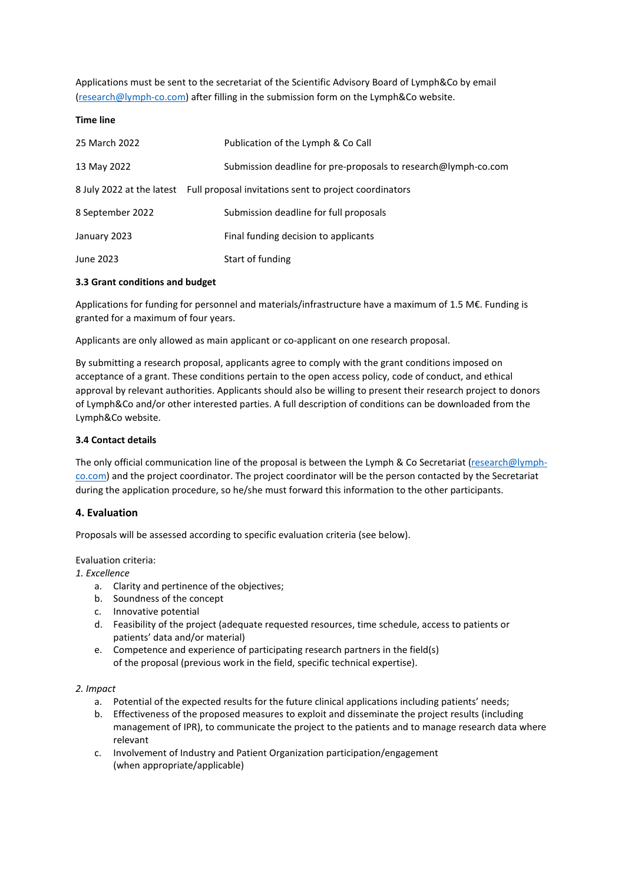Applications must be sent to the secretariat of the Scientific Advisory Board of Lymph&Co by email (research@lymph-co.com) after filling in the submission form on the Lymph&Co website.

**Time line**

| | |
|---|---|
| 25 March 2022 | Publication of the Lymph & Co Call |
| 13 May 2022 | Submission deadline for pre-proposals to research@lymph-co.com |
| 8 July 2022 at the latest | Full proposal invitations sent to project coordinators |
| 8 September 2022 | Submission deadline for full proposals |
| January 2023 | Final funding decision to applicants |
| June 2023 | Start of funding |

**3.3 Grant conditions and budget**

Applications for funding for personnel and materials/infrastructure have a maximum of 1.5 M€. Funding is granted for a maximum of four years.

Applicants are only allowed as main applicant or co-applicant on one research proposal.

By submitting a research proposal, applicants agree to comply with the grant conditions imposed on acceptance of a grant. These conditions pertain to the open access policy, code of conduct, and ethical approval by relevant authorities. Applicants should also be willing to present their research project to donors of Lymph&Co and/or other interested parties. A full description of conditions can be downloaded from the Lymph&Co website.

**3.4 Contact details**

The only official communication line of the proposal is between the Lymph & Co Secretariat (research@lymph-co.com) and the project coordinator. The project coordinator will be the person contacted by the Secretariat during the application procedure, so he/she must forward this information to the other participants.

## 4. Evaluation

Proposals will be assessed according to specific evaluation criteria (see below).

Evaluation criteria:

*1. Excellence*

a. Clarity and pertinence of the objectives;
b. Soundness of the concept
c. Innovative potential
d. Feasibility of the project (adequate requested resources, time schedule, access to patients or patients' data and/or material)
e. Competence and experience of participating research partners in the field(s) of the proposal (previous work in the field, specific technical expertise).

*2. Impact*

a. Potential of the expected results for the future clinical applications including patients' needs;
b. Effectiveness of the proposed measures to exploit and disseminate the project results (including management of IPR), to communicate the project to the patients and to manage research data where relevant
c. Involvement of Industry and Patient Organization participation/engagement (when appropriate/applicable)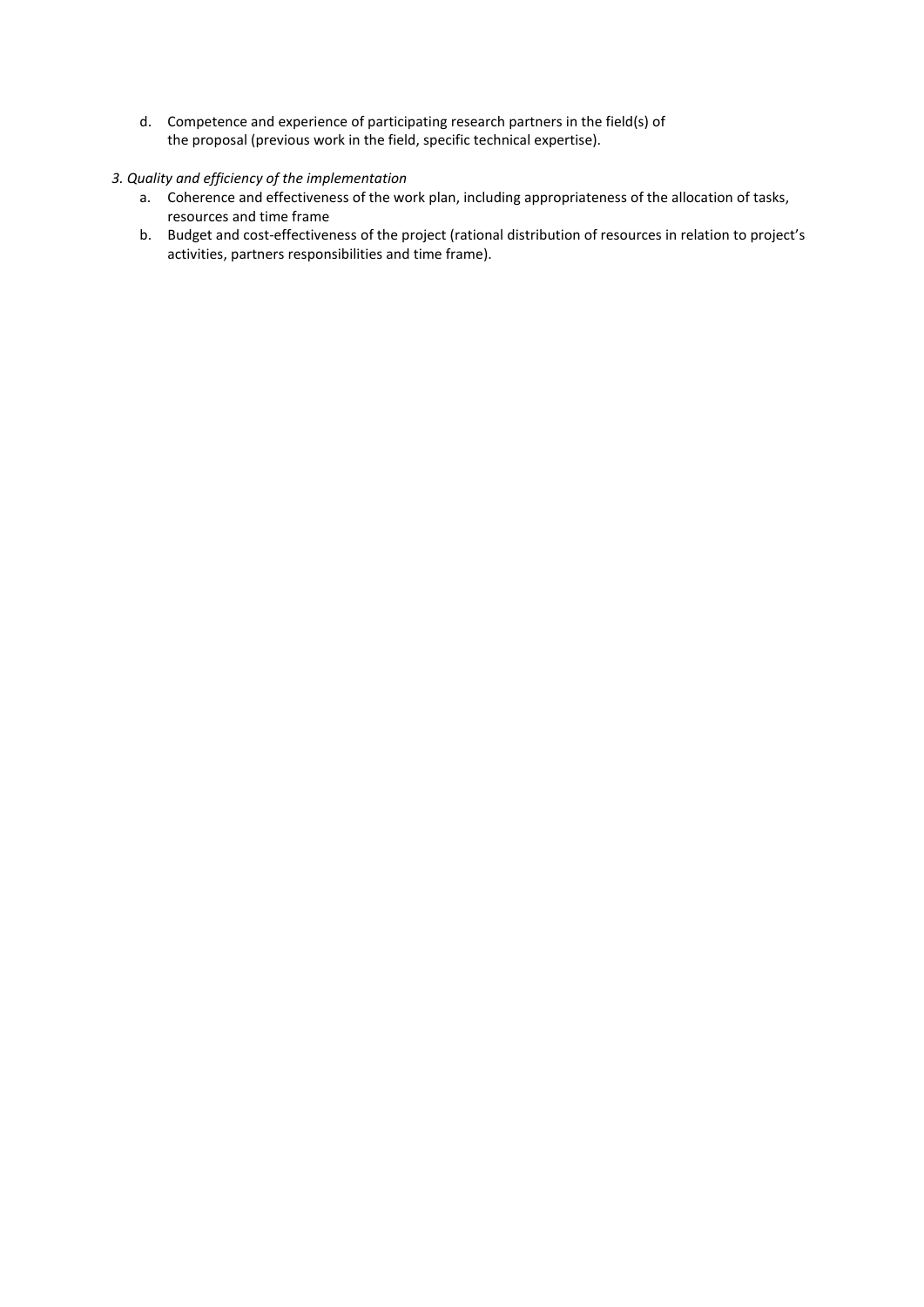d. Competence and experience of participating research partners in the field(s) of the proposal (previous work in the field, specific technical expertise).

*3. Quality and efficiency of the implementation*

a. Coherence and effectiveness of the work plan, including appropriateness of the allocation of tasks, resources and time frame
b. Budget and cost-effectiveness of the project (rational distribution of resources in relation to project's activities, partners responsibilities and time frame).